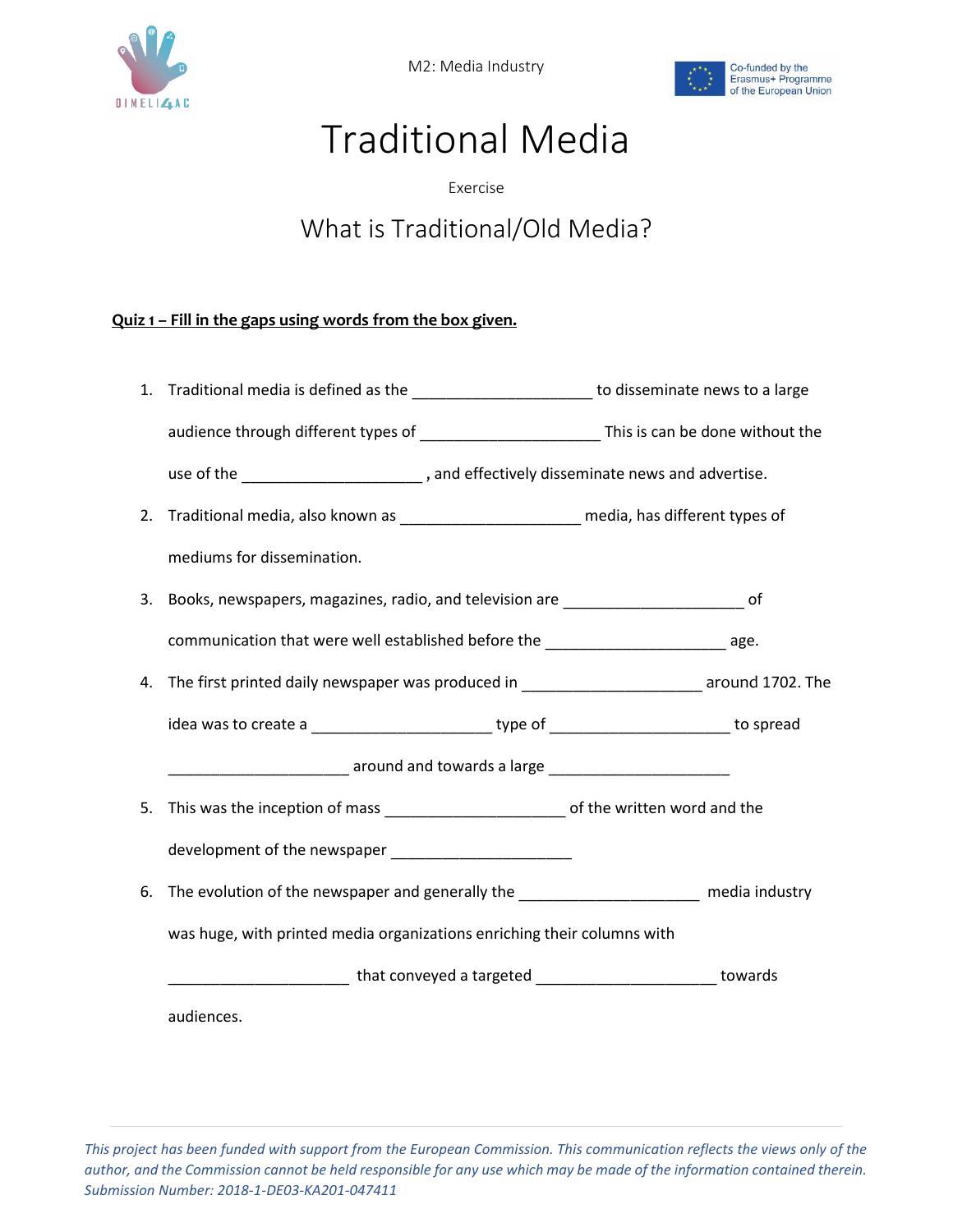# Traditional Media

Exercise

## What is Traditional/Old Media?

**Quiz 1 – Fill in the gaps using words from the box given.**

1. Traditional media is defined as the ____________________ to disseminate news to a large audience through different types of ____________________ This is can be done without the use of the ____________________ , and effectively disseminate news and advertise.
2. Traditional media, also known as ____________________ media, has different types of mediums for dissemination.
3. Books, newspapers, magazines, radio, and television are ____________________ of communication that were well established before the ____________________ age.
4. The first printed daily newspaper was produced in ____________________ around 1702. The idea was to create a ____________________ type of ____________________ to spread ____________________ around and towards a large ____________________
5. This was the inception of mass ____________________ of the written word and the development of the newspaper ____________________
6. The evolution of the newspaper and generally the ____________________ media industry was huge, with printed media organizations enriching their columns with ____________________ that conveyed a targeted ____________________ towards audiences.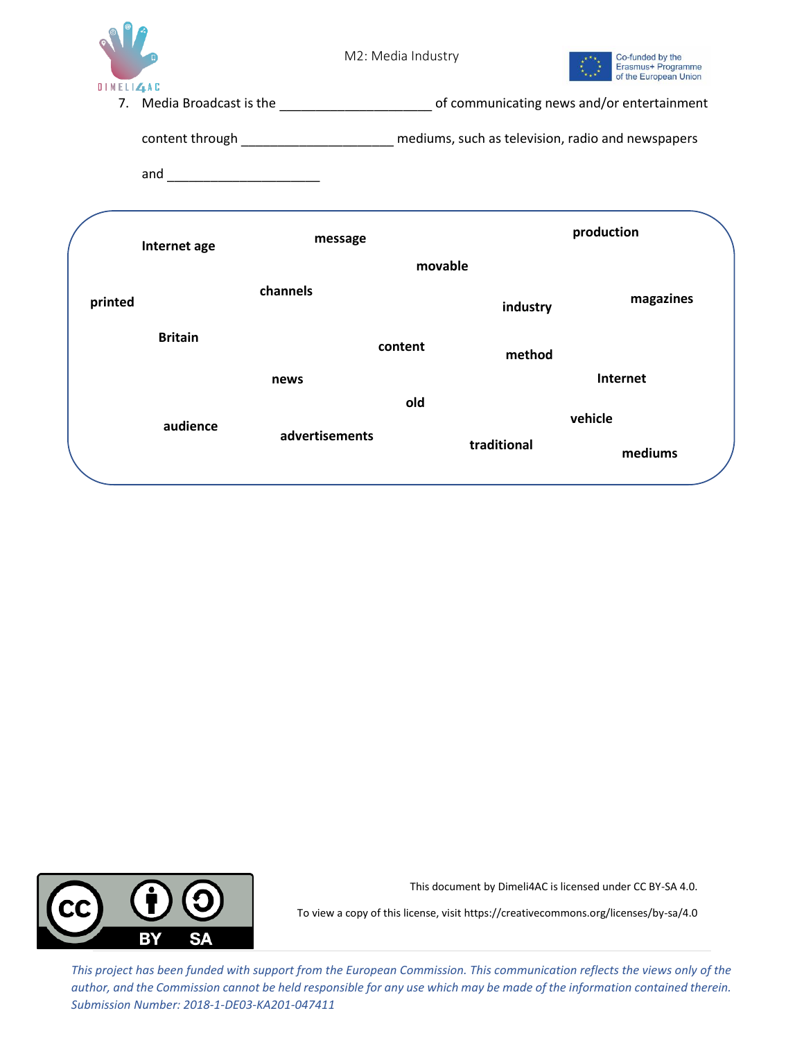7. Media Broadcast is the ____________________ of communicating news and/or entertainment content through ____________________ mediums, such as television, radio and newspapers and ____________________

**Internet age** **message** **production**

**movable**

**printed** **channels** **industry** **magazines**

**Britain** **content** **method**

**news** **Internet**

**old**

**audience** **advertisements** **vehicle**

**traditional** **mediums**

This document by Dimeli4AC is licensed under CC BY-SA 4.0.

To view a copy of this license, visit https://creativecommons.org/licenses/by-sa/4.0

*This project has been funded with support from the European Commission. This communication reflects the views only of the author, and the Commission cannot be held responsible for any use which may be made of the information contained therein. Submission Number: 2018-1-DE03-KA201-047411*